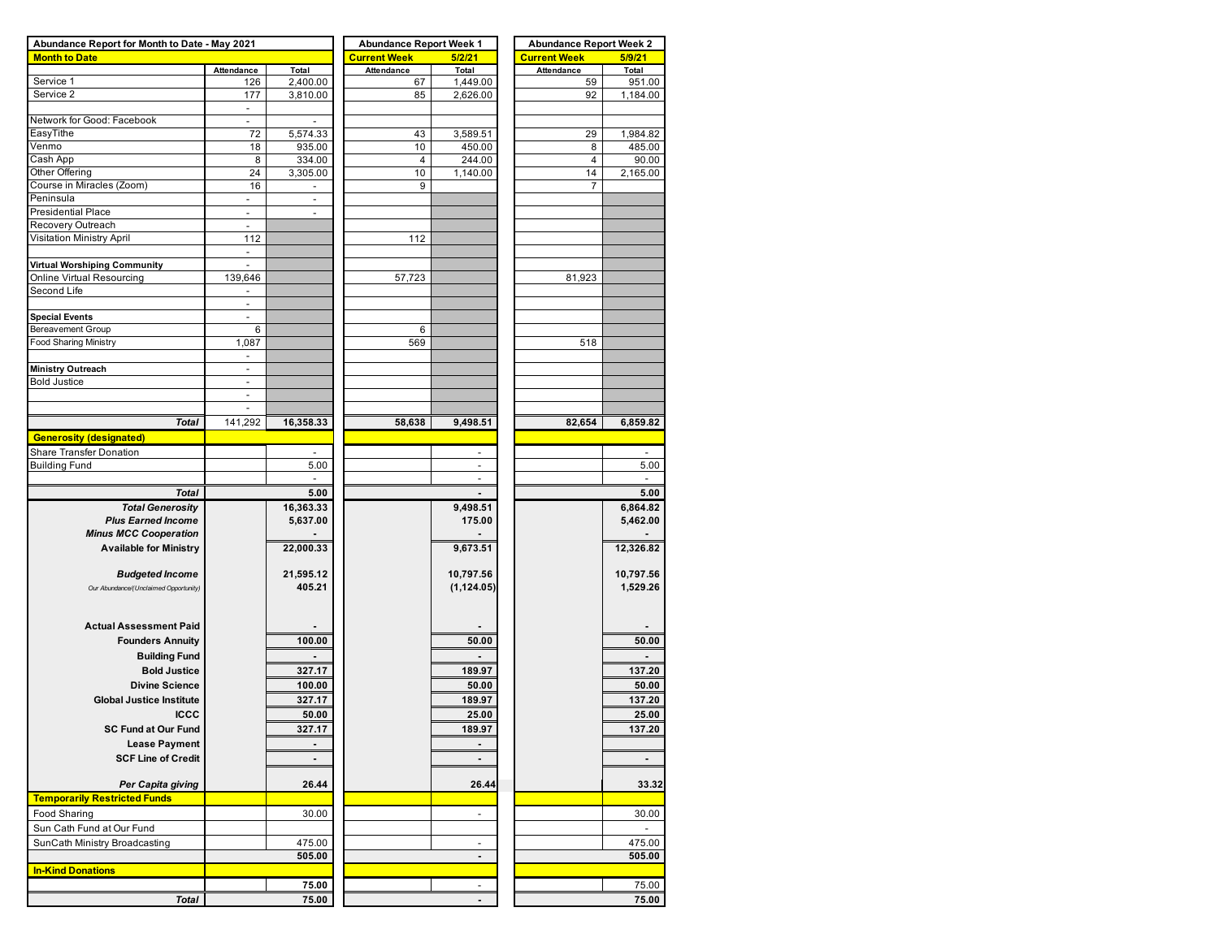| Abundance Report for Month to Date - May 2021 | | | Abundance Report Week 1 | | Abundance Report Week 2 | |
|---|---|---|---|---|---|---|
| **Month to Date** | | | **Current Week** | **5/2/21** | **Current Week** | **5/9/21** |
| | **Attendance** | **Total** | **Attendance** | **Total** | **Attendance** | **Total** |
| Service 1 | 126 | 2,400.00 | 67 | 1,449.00 | 59 | 951.00 |
| Service 2 | 177 | 3,810.00 | 85 | 2,626.00 | 92 | 1,184.00 |
| | - | | | | | |
| Network for Good: Facebook | - | - | | | | |
| EasyTithe | 72 | 5,574.33 | 43 | 3,589.51 | 29 | 1,984.82 |
| Venmo | 18 | 935.00 | 10 | 450.00 | 8 | 485.00 |
| Cash App | 8 | 334.00 | 4 | 244.00 | 4 | 90.00 |
| Other Offering | 24 | 3,305.00 | 10 | 1,140.00 | 14 | 2,165.00 |
| Course in Miracles (Zoom) | 16 | - | 9 | | 7 | |
| Peninsula | - | - | | | | |
| Presidential Place | - | - | | | | |
| Recovery Outreach | - | | | | | |
| Visitation Ministry April | 112 | | 112 | | | |
| | - | | | | | |
| **Virtual Worshiping Community** | - | | | | | |
| Online Virtual Resourcing | 139,646 | | 57,723 | | 81,923 | |
| Second Life | - | | | | | |
| | - | | | | | |
| **Special Events** | - | | | | | |
| Bereavement Group | 6 | | 6 | | | |
| Food Sharing Ministry | 1,087 | | 569 | | 518 | |
| | - | | | | | |
| **Ministry Outreach** | - | | | | | |
| Bold Justice | - | | | | | |
| | - | | | | | |
| | - | | | | | |
| ***Total*** | 141,292 | **16,358.33** | **58,638** | **9,498.51** | **82,654** | **6,859.82** |
| **Generosity (designated)** | | | | | | |
| Share Transfer Donation | | - | | - | | - |
| Building Fund | | 5.00 | | - | | 5.00 |
| | | - | | - | | - |
| ***Total*** | | **5.00** | | **-** | | **5.00** |
| ***Total Generosity*** | | **16,363.33** | | **9,498.51** | | **6,864.82** |
| ***Plus Earned Income*** | | **5,637.00** | | **175.00** | | **5,462.00** |
| ***Minus MCC Cooperation*** | | **-** | | **-** | | **-** |
| **Available for Ministry** | | **22,000.33** | | **9,673.51** | | **12,326.82** |
| ***Budgeted Income*** | | **21,595.12** | | **10,797.56** | | **10,797.56** |
| *Our Abundance/(Unclaimed Opportunity)* | | **405.21** | | **(1,124.05)** | | **1,529.26** |
| **Actual Assessment Paid** | | **-** | | **-** | | **-** |
| **Founders Annuity** | | **100.00** | | **50.00** | | **50.00** |
| **Building Fund** | | **-** | | **-** | | **-** |
| **Bold Justice** | | **327.17** | | **189.97** | | **137.20** |
| **Divine Science** | | **100.00** | | **50.00** | | **50.00** |
| **Global Justice Institute** | | **327.17** | | **189.97** | | **137.20** |
| **ICCC** | | **50.00** | | **25.00** | | **25.00** |
| **SC Fund at Our Fund** | | **327.17** | | **189.97** | | **137.20** |
| **Lease Payment** | | **-** | | **-** | | |
| **SCF Line of Credit** | | **-** | | **-** | | **-** |
| ***Per Capita giving*** | | **26.44** | | **26.44** | | **33.32** |
| **Temporarily Restricted Funds** | | | | | | |
| Food Sharing | | 30.00 | | - | | 30.00 |
| Sun Cath Fund at Our Fund | | | | | | - |
| SunCath Ministry Broadcasting | | 475.00 | | - | | 475.00 |
| | | **505.00** | | **-** | | **505.00** |
| **In-Kind Donations** | | | | | | |
| | | **75.00** | | - | | 75.00 |
| ***Total*** | | **75.00** | | **-** | | **75.00** |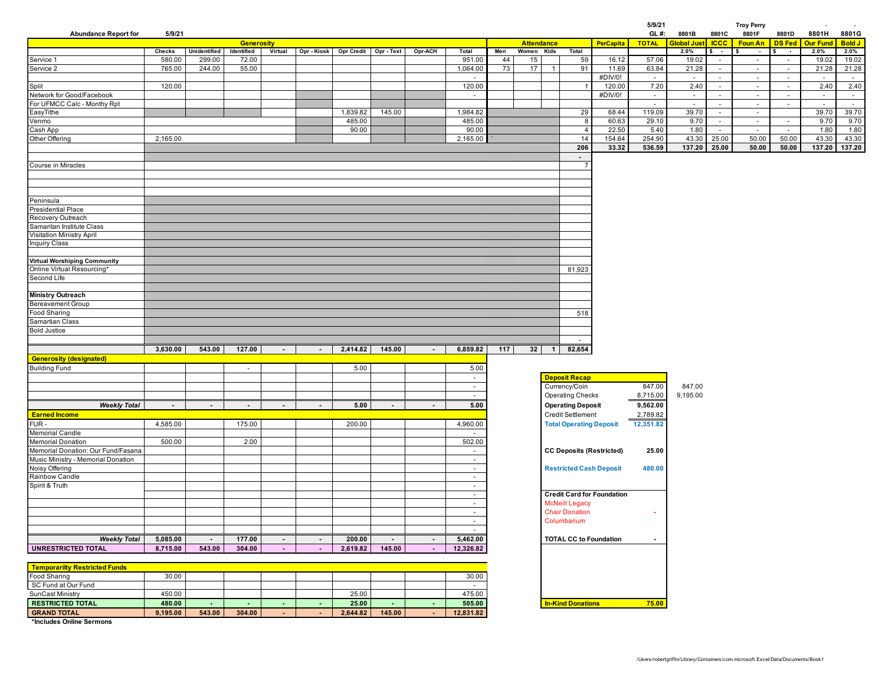**Abundance Report for** 5/9/21

| | Checks | Unidentified | Identified | Virtual | Opr - Kiosk | Opr Credit | Opr - Text | Opr-ACH | Total | Men | Women | Kids | Total | PerCapita | TOTAL | Global Just | ICCC | Foun An | DS Fed | Our Fund | Bold J |
|---|---|---|---|---|---|---|---|---|---|---|---|---|---|---|---|---|---|---|---|---|---|
| | **Generosity** | | | | | | | | | **Attendance** | | | | | 5/9/21 | | | Troy Perry | | - | - |
| | | | | | | | | | | | | | | | GL #: | 8801B | 8801C | 8801F | 8801D | 8801H | 8801G |
| | | | | | | | | | | | | | | | | 2.0% | $ - | $ - | $ - | 2.0% | 2.0% |
| Service 1 | 580.00 | 299.00 | 72.00 | | | | | | 951.00 | 44 | 15 | | 59 | 16.12 | 57.06 | 19.02 | - | - | - | 19.02 | 19.02 |
| Service 2 | 765.00 | 244.00 | 55.00 | | | | | | 1,064.00 | 73 | 17 | 1 | 91 | 11.69 | 63.84 | 21.28 | - | - | - | 21.28 | 21.28 |
| | | | | | | | | | - | | | | | #DIV/0! | - | - | - | - | - | - | - |
| Split | 120.00 | | | | | | | | 120.00 | | | | 1 | 120.00 | 7.20 | 2.40 | - | - | - | 2.40 | 2.40 |
| Network for Good/Facebook | | | | | | | | | - | | | | | #DIV/0! | - | - | - | - | - | - | - |
| For UFMCC Calc - Monthy Rpt | | | | | | | | | | | | | | | - | - | - | - | - | - | - |
| EasyTithe | | | | | | 1,839.82 | 145.00 | | 1,984.82 | | | | 29 | 68.44 | 119.09 | 39.70 | - | - | | 39.70 | 39.70 |
| Venmo | | | | | | 485.00 | | | 485.00 | | | | 8 | 60.63 | 29.10 | 9.70 | - | - | - | 9.70 | 9.70 |
| Cash App | | | | | | 90.00 | | | 90.00 | | | | 4 | 22.50 | 5.40 | 1.80 | - | - | - | 1.80 | 1.80 |
| Other Offering | 2,165.00 | | | | | | | | 2,165.00 | | | | 14 | 154.64 | 254.90 | 43.30 | 25.00 | 50.00 | 50.00 | 43.30 | 43.30 |
| | | | | | | | | | | | | | **206** | **33.32** | **536.59** | **137.20** | **25.00** | **50.00** | **50.00** | **137.20** | **137.20** |
| | | | | | | | | | | | | | - | | | | | | | | |
| Course in Miracles | | | | | | | | | | | | | 7 | | | | | | | | |
| Peninsula | | | | | | | | | | | | | | | | | | | | | |
| Presidential Place | | | | | | | | | | | | | | | | | | | | | |
| Recovery Outreach | | | | | | | | | | | | | | | | | | | | | |
| Samaritan Institute Class | | | | | | | | | | | | | | | | | | | | | |
| Visitation Ministry April | | | | | | | | | | | | | | | | | | | | | |
| Inquiry Class | | | | | | | | | | | | | | | | | | | | | |
| **Virtual Worshiping Community** | | | | | | | | | | | | | | | | | | | | | |
| Online Virtual Resourcing* | | | | | | | | | | | | | 81,923 | | | | | | | | |
| Second Life | | | | | | | | | | | | | | | | | | | | | |
| **Ministry Outreach** | | | | | | | | | | | | | | | | | | | | | |
| Bereavement Group | | | | | | | | | | | | | | | | | | | | | |
| Food Sharing | | | | | | | | | | | | | 518 | | | | | | | | |
| Samartian Class | | | | | | | | | | | | | | | | | | | | | |
| Bold Justice | | | | | | | | | | | | | | | | | | | | | |
| | | | | | | | | | | | | | - | | | | | | | | |
| | **3,630.00** | **543.00** | **127.00** | **-** | **-** | **2,414.82** | **145.00** | **-** | **6,859.82** | **117** | **32** | **1** | **82,654** | | | | | | | | |

| | Checks | Unidentified | Identified | Virtual | Opr - Kiosk | Opr Credit | Opr - Text | Opr-ACH | Total |
|---|---|---|---|---|---|---|---|---|---|
| **Generosity (designated)** | | | | | | | | | |
| Building Fund | | | - | | | 5.00 | | | 5.00 |
| | | | | | | | | | - |
| | | | | | | | | | - |
| | | | | | | | | | - |
| ***Weekly Total*** | **-** | **-** | **-** | **-** | **-** | **5.00** | **-** | **-** | **5.00** |
| **Earned Income** | | | | | | | | | |
| FUR - | 4,585.00 | | 175.00 | | | 200.00 | | | 4,960.00 |
| Memorial Candle | | | | | | | | | - |
| Memorial Donation | 500.00 | | 2.00 | | | | | | 502.00 |
| Memorial Donation: Our Fund/Fasana | | | | | | | | | - |
| Music Ministry - Memorial Donation | | | | | | | | | - |
| Noisy Offering | | | | | | | | | - |
| Rainbow Candle | | | | | | | | | - |
| Spirit & Truth | | | | | | | | | - |
| | | | | | | | | | - |
| | | | | | | | | | - |
| | | | | | | | | | - |
| | | | | | | | | | - |
| | | | | | | | | | - |
| ***Weekly Total*** | **5,085.00** | **-** | **177.00** | **-** | **-** | **200.00** | **-** | **-** | **5,462.00** |
| **UNRESTRICTED TOTAL** | **8,715.00** | **543.00** | **304.00** | **-** | **-** | **2,619.82** | **145.00** | **-** | **12,326.82** |
| **Temporarilty Restricted Funds** | | | | | | | | | |
| Food Sharing | 30.00 | | | | | | | | 30.00 |
| SC Fund at Our Fund | | | | | | | | | - |
| SunCast Ministry | 450.00 | | | | | 25.00 | | | 475.00 |
| **RESTRICTED TOTAL** | **480.00** | **-** | **-** | **-** | **-** | **25.00** | **-** | **-** | **505.00** |
| **GRAND TOTAL** | **9,195.00** | **543.00** | **304.00** | **-** | **-** | **2,644.82** | **145.00** | **-** | **12,831.82** |

**\*Includes Online Sermons**

| **Deposit Recap** | | |
|---|---|---|
| Currency/Coin | 847.00 | 847.00 |
| Operating Checks | 8,715.00 | 9,195.00 |
| **Operating Deposit** | **9,562.00** | |
| Credit Settlement | 2,789.82 | |
| **Total Operating Deposit** | **12,351.82** | |
| **CC Deposits (Restricted)** | **25.00** | |
| **Restricted Cash Deposit** | **480.00** | |
| **Credit Card for Foundation** | | |
| McNeill Legacy | | |
| Chair Donation | - | |
| Columbarium | | |
| **TOTAL CC to Foundation** | **-** | |
| **In-Kind Donations** | **75.00** | |